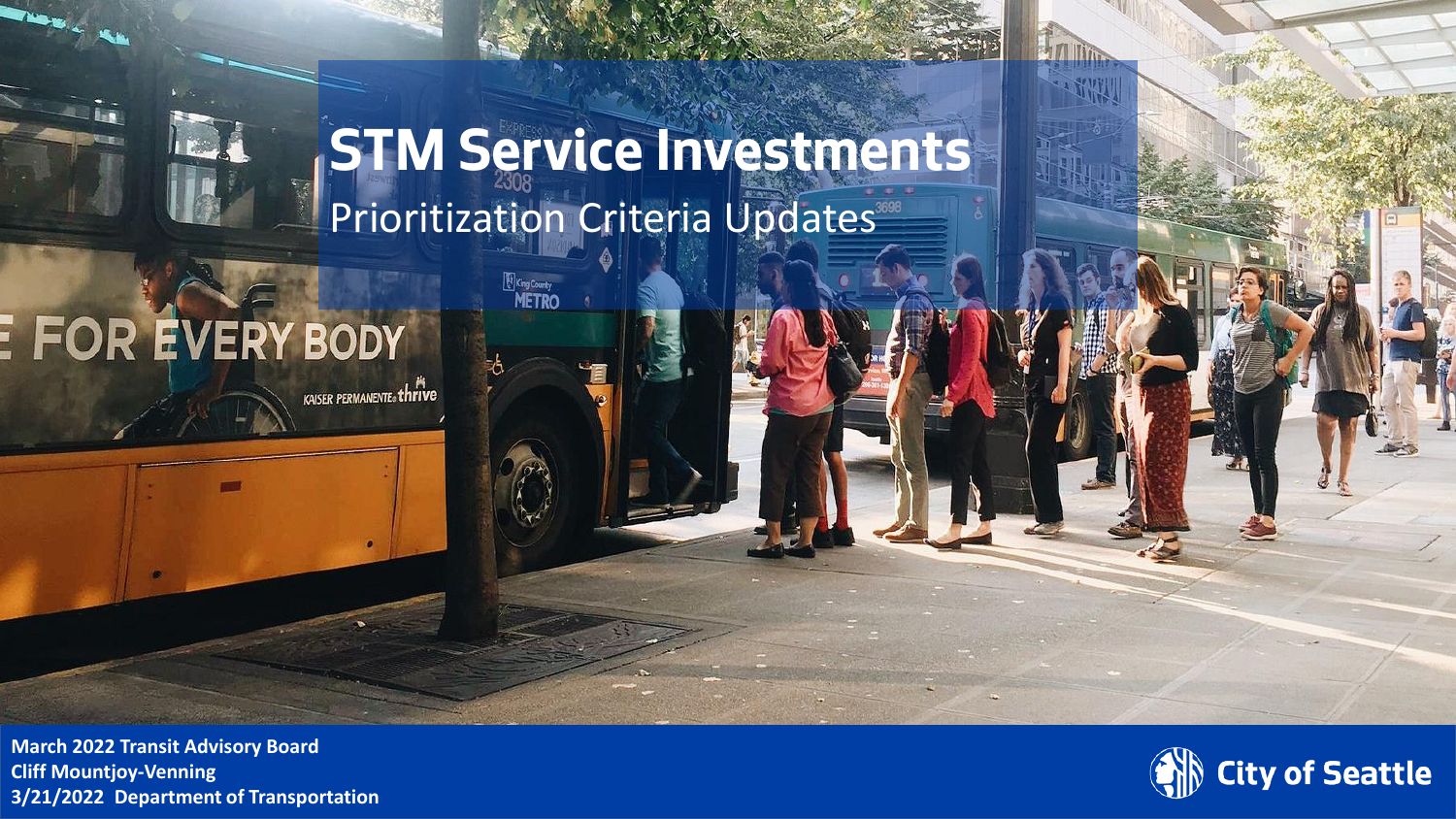# STM Service Investments

## Prioritization Criteria Updates

**March 2022 Transit Advisory Board**
**Cliff Mountjoy-Venning**
**3/21/2022 Department of Transportation**

City of Seattle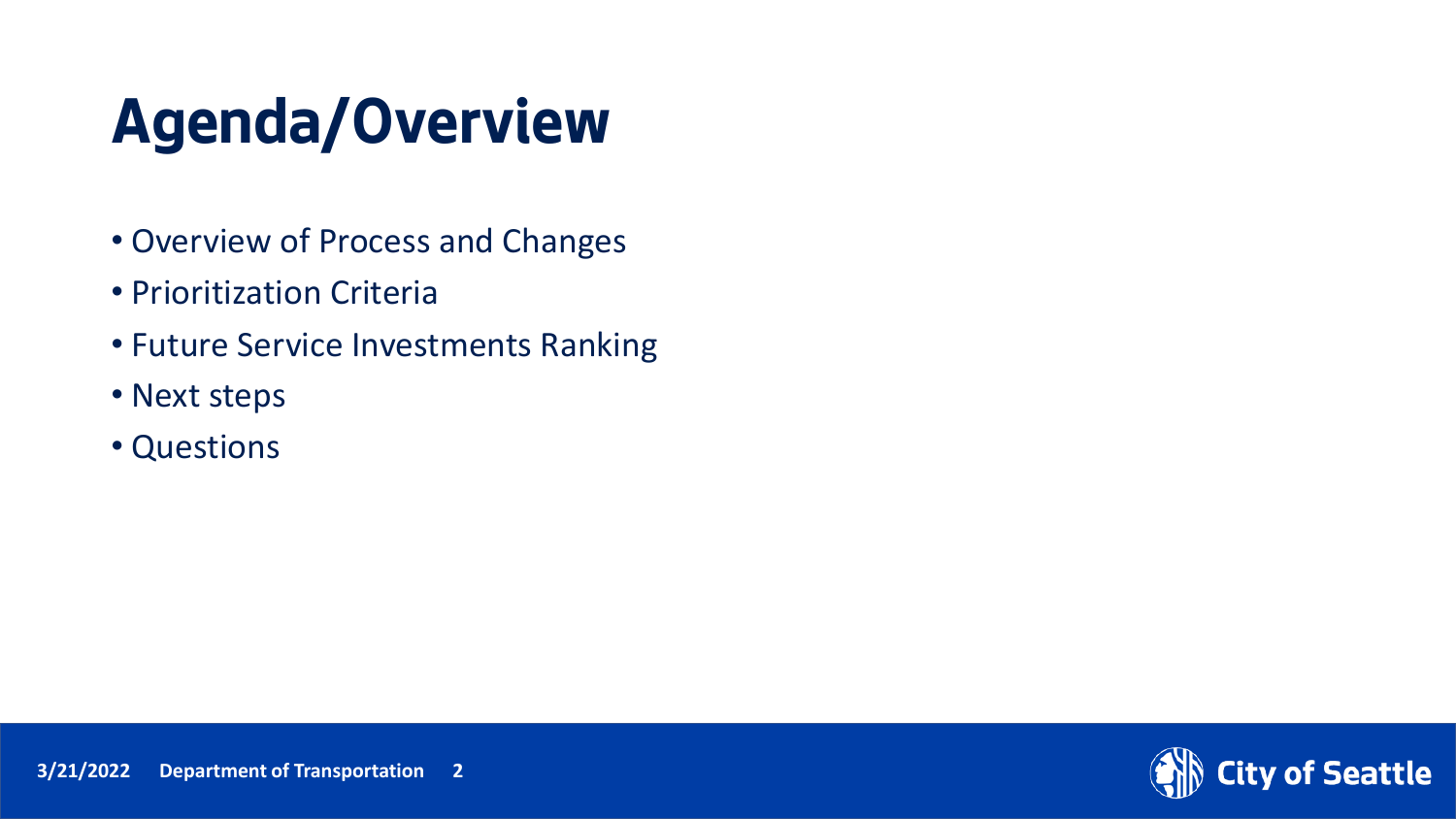# Agenda/Overview

- Overview of Process and Changes
- Prioritization Criteria
- Future Service Investments Ranking
- Next steps
- Questions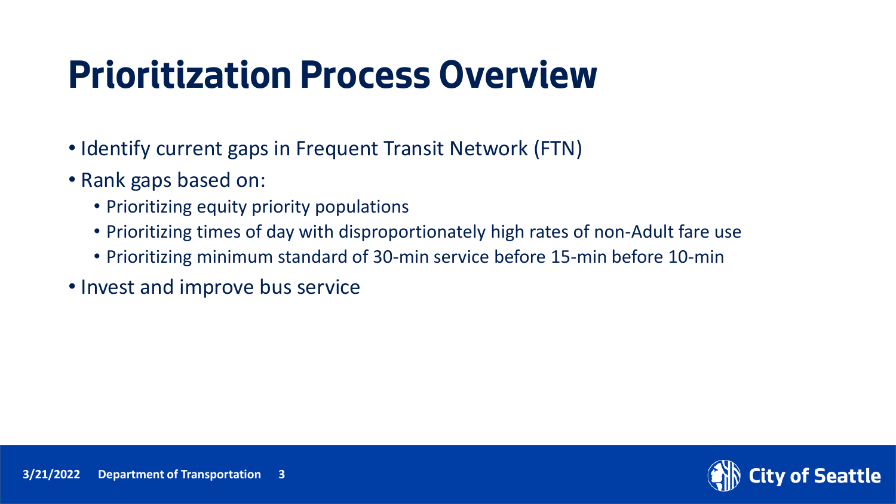# Prioritization Process Overview

- Identify current gaps in Frequent Transit Network (FTN)
- Rank gaps based on:
  - Prioritizing equity priority populations
  - Prioritizing times of day with disproportionately high rates of non-Adult fare use
  - Prioritizing minimum standard of 30-min service before 15-min before 10-min
- Invest and improve bus service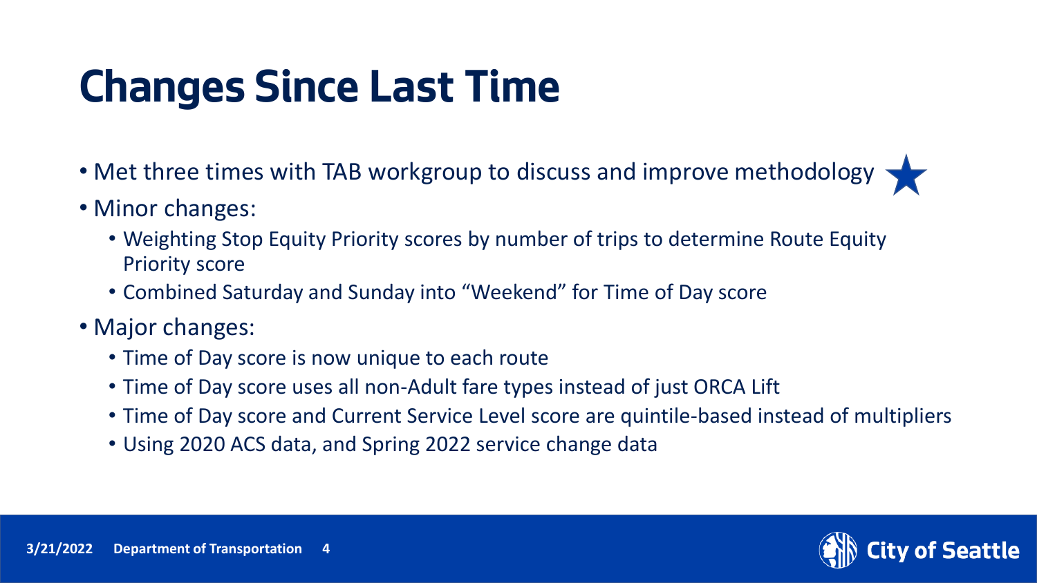# Changes Since Last Time

- Met three times with TAB workgroup to discuss and improve methodology
- Minor changes:
  - Weighting Stop Equity Priority scores by number of trips to determine Route Equity Priority score
  - Combined Saturday and Sunday into “Weekend” for Time of Day score
- Major changes:
  - Time of Day score is now unique to each route
  - Time of Day score uses all non-Adult fare types instead of just ORCA Lift
  - Time of Day score and Current Service Level score are quintile-based instead of multipliers
  - Using 2020 ACS data, and Spring 2022 service change data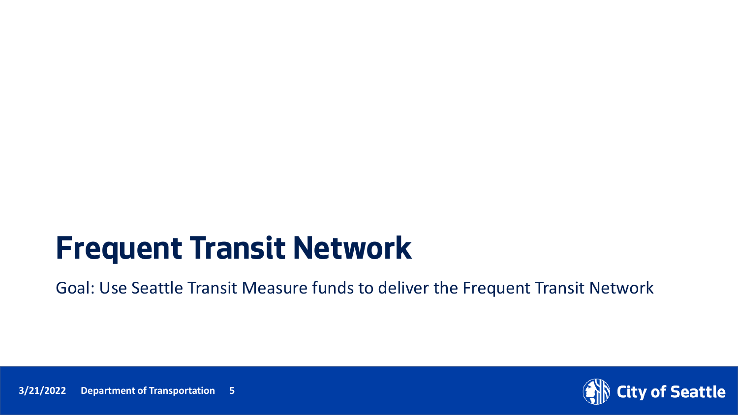# Frequent Transit Network

Goal: Use Seattle Transit Measure funds to deliver the Frequent Transit Network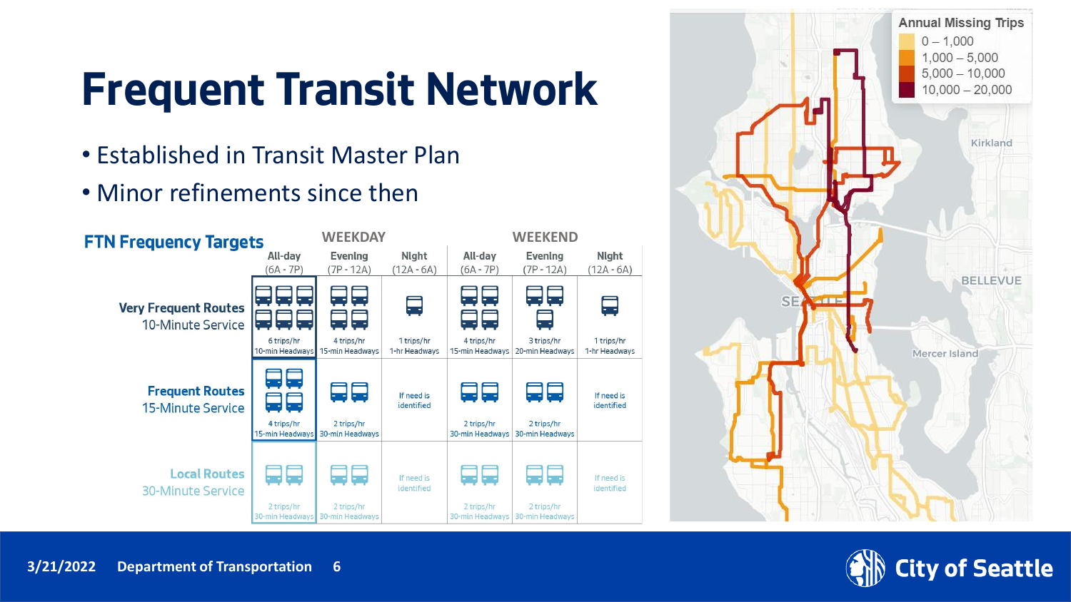# Frequent Transit Network

- Established in Transit Master Plan
- Minor refinements since then

## FTN Frequency Targets

| | WEEKDAY | | | WEEKEND | | |
|---|---|---|---|---|---|---|
| | All-day (6A - 7P) | Evening (7P - 12A) | Night (12A - 6A) | All-day (6A - 7P) | Evening (7P - 12A) | Night (12A - 6A) |
| **Very Frequent Routes** 10-Minute Service | 6 trips/hr 10-min Headways | 4 trips/hr 15-min Headways | 1 trips/hr 1-hr Headways | 4 trips/hr 15-min Headways | 3 trips/hr 20-min Headways | 1 trips/hr 1-hr Headways |
| **Frequent Routes** 15-Minute Service | 4 trips/hr 15-min Headways | 2 trips/hr 30-min Headways | If need is identified | 2 trips/hr 30-min Headways | 2 trips/hr 30-min Headways | If need is identified |
| **Local Routes** 30-Minute Service | 2 trips/hr 30-min Headways | 2 trips/hr 30-min Headways | If need is identified | 2 trips/hr 30-min Headways | 2 trips/hr 30-min Headways | If need is identified |

**Annual Missing Trips**

- 0 – 1,000
- 1,000 – 5,000
- 5,000 – 10,000
- 10,000 – 20,000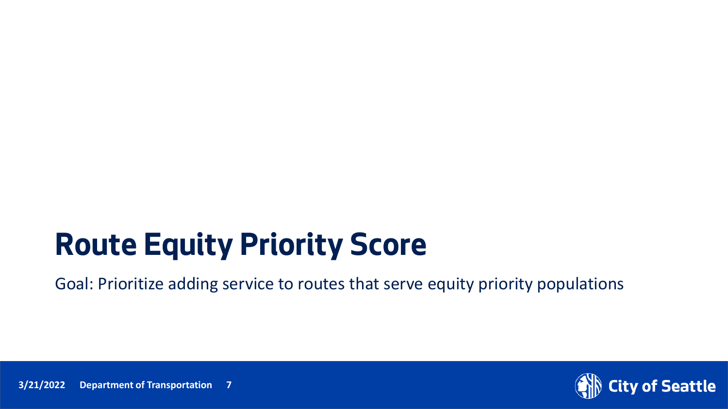# Route Equity Priority Score

Goal: Prioritize adding service to routes that serve equity priority populations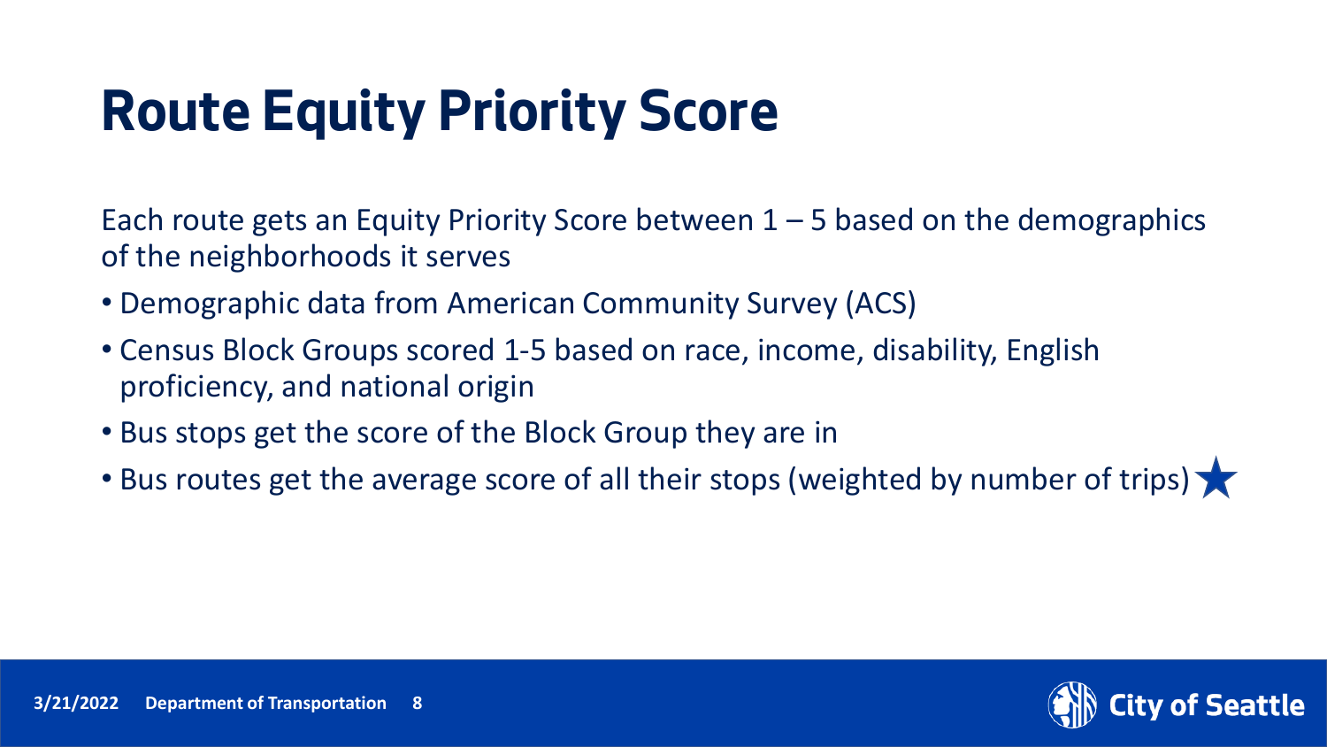# Route Equity Priority Score

Each route gets an Equity Priority Score between 1 – 5 based on the demographics of the neighborhoods it serves

- Demographic data from American Community Survey (ACS)
- Census Block Groups scored 1-5 based on race, income, disability, English proficiency, and national origin
- Bus stops get the score of the Block Group they are in
- Bus routes get the average score of all their stops (weighted by number of trips) ★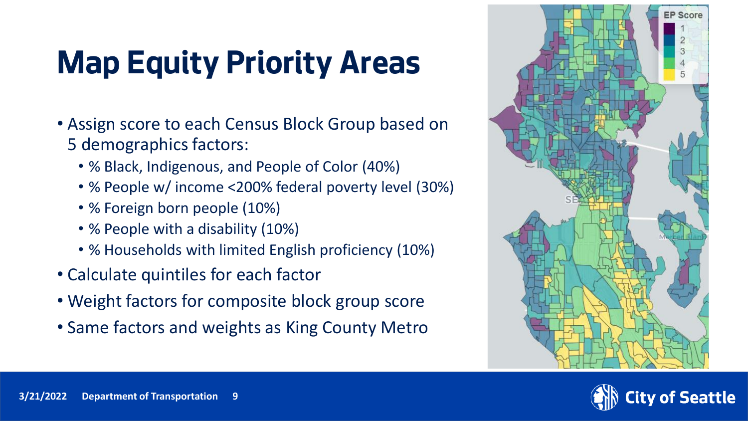# Map Equity Priority Areas

- Assign score to each Census Block Group based on 5 demographics factors:
  - % Black, Indigenous, and People of Color (40%)
  - % People w/ income <200% federal poverty level (30%)
  - % Foreign born people (10%)
  - % People with a disability (10%)
  - % Households with limited English proficiency (10%)
- Calculate quintiles for each factor
- Weight factors for composite block group score
- Same factors and weights as King County Metro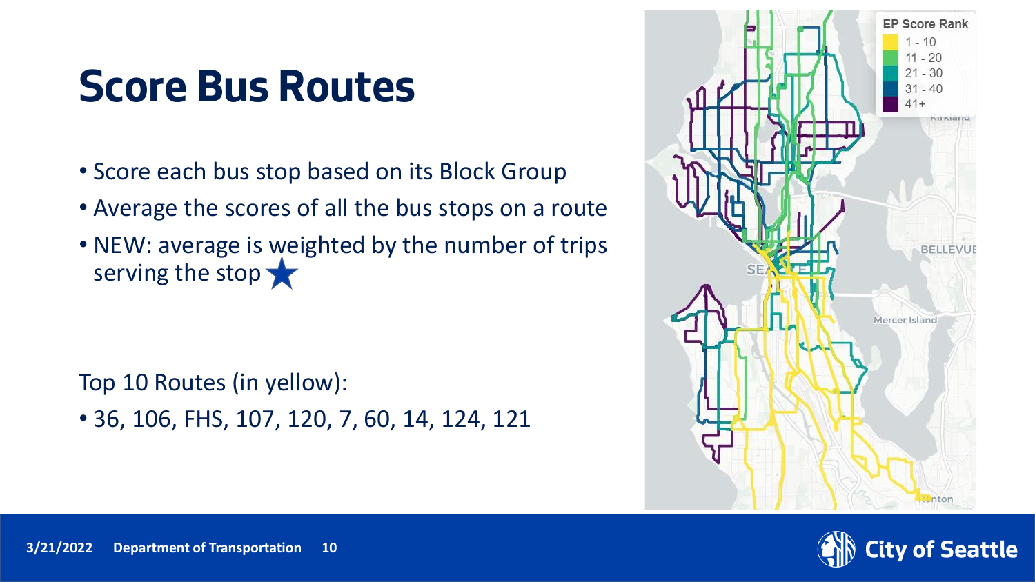# Score Bus Routes

- Score each bus stop based on its Block Group
- Average the scores of all the bus stops on a route
- NEW: average is weighted by the number of trips serving the stop ★

Top 10 Routes (in yellow):

- 36, 106, FHS, 107, 120, 7, 60, 14, 124, 121

EP Score Rank

- 1 - 10
- 11 - 20
- 21 - 30
- 31 - 40
- 41+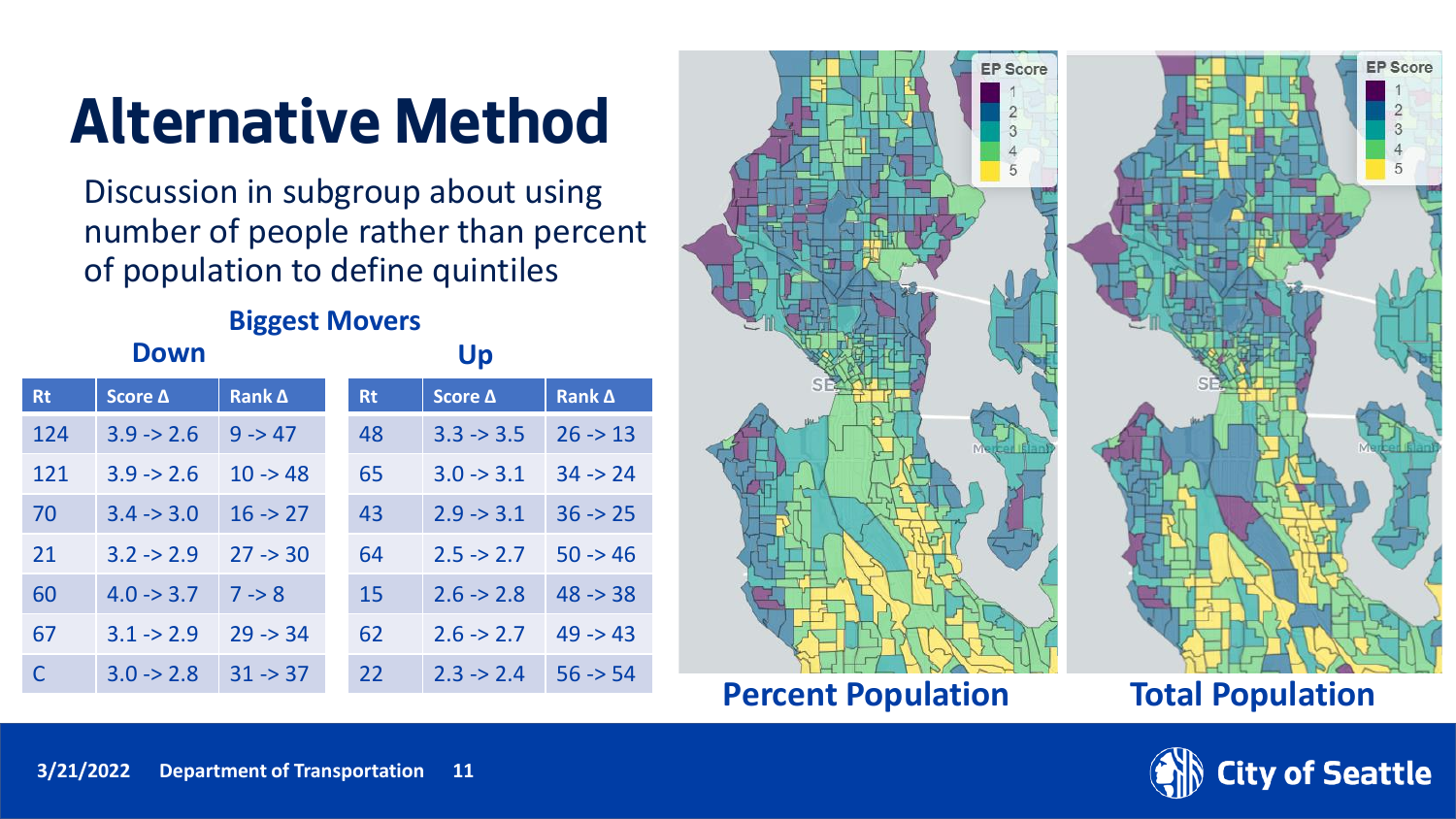# Alternative Method

Discussion in subgroup about using number of people rather than percent of population to define quintiles

### Biggest Movers

**Down**

| Rt | Score Δ | Rank Δ |
|---|---|---|
| 124 | 3.9 -> 2.6 | 9 -> 47 |
| 121 | 3.9 -> 2.6 | 10 -> 48 |
| 70 | 3.4 -> 3.0 | 16 -> 27 |
| 21 | 3.2 -> 2.9 | 27 -> 30 |
| 60 | 4.0 -> 3.7 | 7 -> 8 |
| 67 | 3.1 -> 2.9 | 29 -> 34 |
| C | 3.0 -> 2.8 | 31 -> 37 |

**Up**

| Rt | Score Δ | Rank Δ |
|---|---|---|
| 48 | 3.3 -> 3.5 | 26 -> 13 |
| 65 | 3.0 -> 3.1 | 34 -> 24 |
| 43 | 2.9 -> 3.1 | 36 -> 25 |
| 64 | 2.5 -> 2.7 | 50 -> 46 |
| 15 | 2.6 -> 2.8 | 48 -> 38 |
| 62 | 2.6 -> 2.7 | 49 -> 43 |
| 22 | 2.3 -> 2.4 | 56 -> 54 |

**Percent Population**

**Total Population**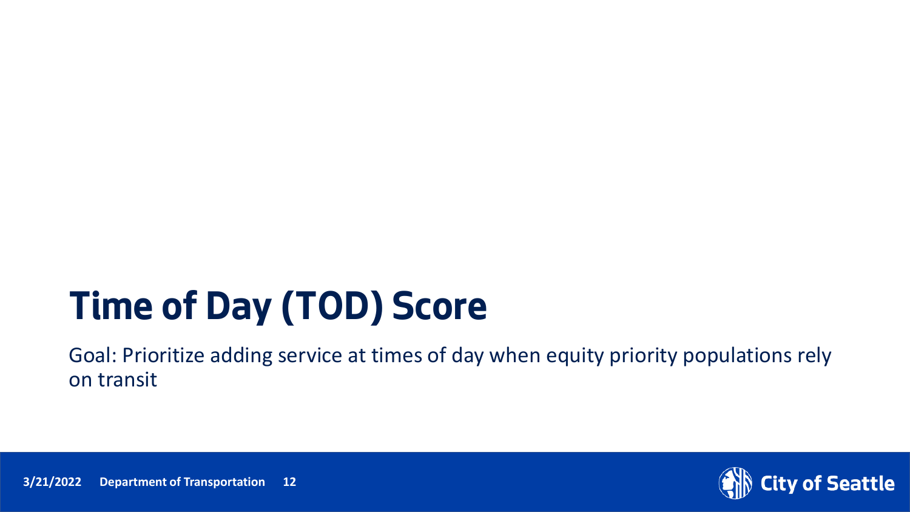# Time of Day (TOD) Score

Goal: Prioritize adding service at times of day when equity priority populations rely on transit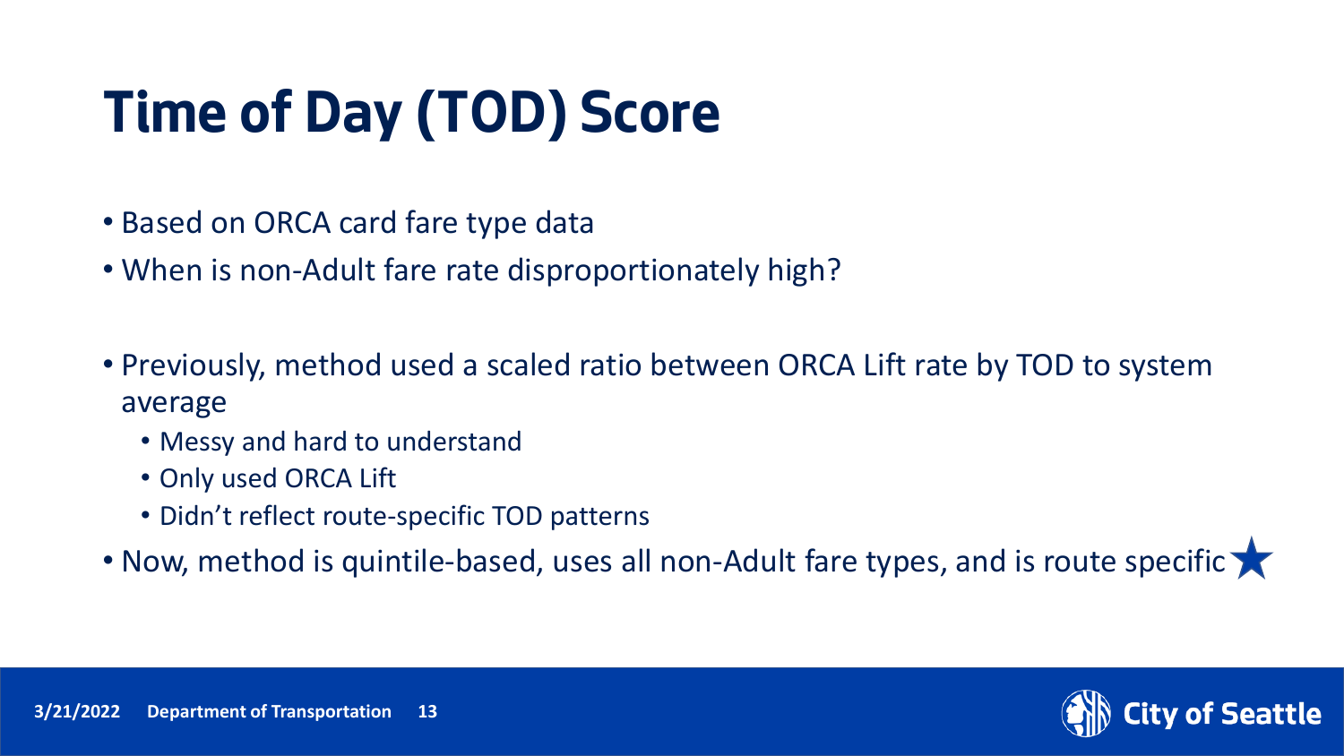# Time of Day (TOD) Score

- Based on ORCA card fare type data
- When is non-Adult fare rate disproportionately high?

- Previously, method used a scaled ratio between ORCA Lift rate by TOD to system average
  - Messy and hard to understand
  - Only used ORCA Lift
  - Didn't reflect route-specific TOD patterns
- Now, method is quintile-based, uses all non-Adult fare types, and is route specific ★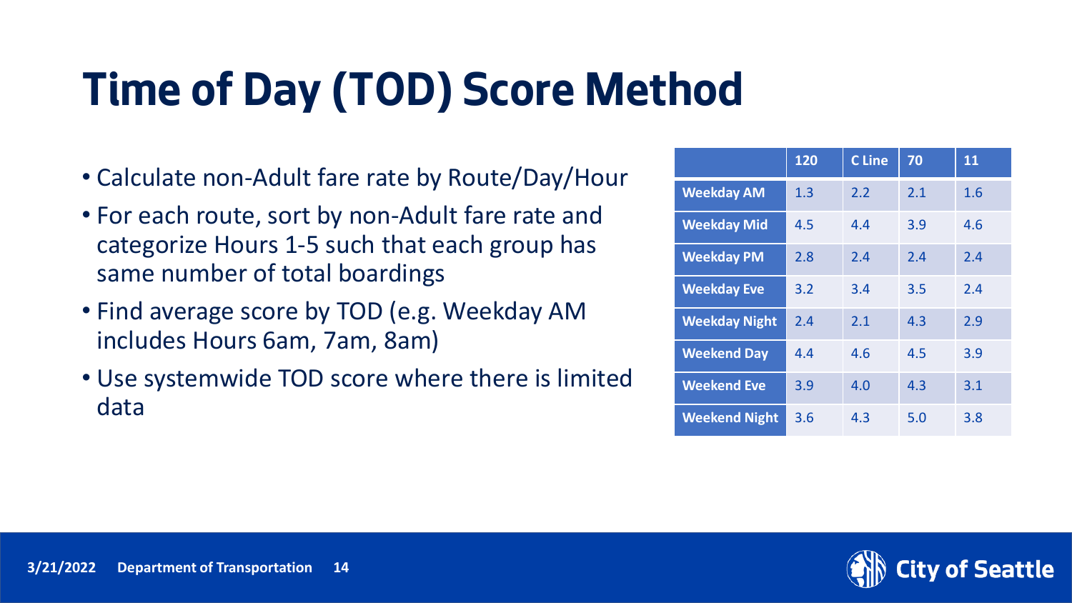# Time of Day (TOD) Score Method

- Calculate non-Adult fare rate by Route/Day/Hour
- For each route, sort by non-Adult fare rate and categorize Hours 1-5 such that each group has same number of total boardings
- Find average score by TOD (e.g. Weekday AM includes Hours 6am, 7am, 8am)
- Use systemwide TOD score where there is limited data

| | 120 | C Line | 70 | 11 |
|---|---|---|---|---|
| Weekday AM | 1.3 | 2.2 | 2.1 | 1.6 |
| Weekday Mid | 4.5 | 4.4 | 3.9 | 4.6 |
| Weekday PM | 2.8 | 2.4 | 2.4 | 2.4 |
| Weekday Eve | 3.2 | 3.4 | 3.5 | 2.4 |
| Weekday Night | 2.4 | 2.1 | 4.3 | 2.9 |
| Weekend Day | 4.4 | 4.6 | 4.5 | 3.9 |
| Weekend Eve | 3.9 | 4.0 | 4.3 | 3.1 |
| Weekend Night | 3.6 | 4.3 | 5.0 | 3.8 |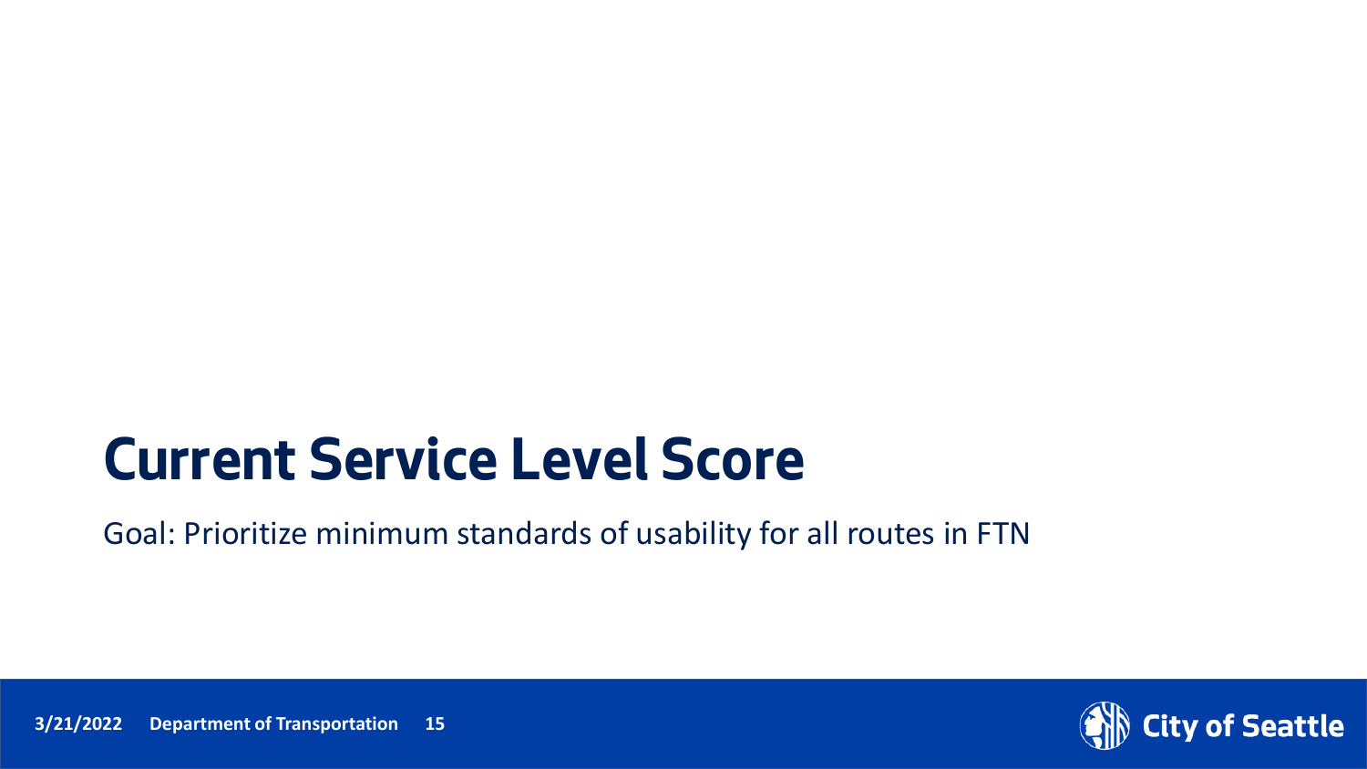# Current Service Level Score

Goal: Prioritize minimum standards of usability for all routes in FTN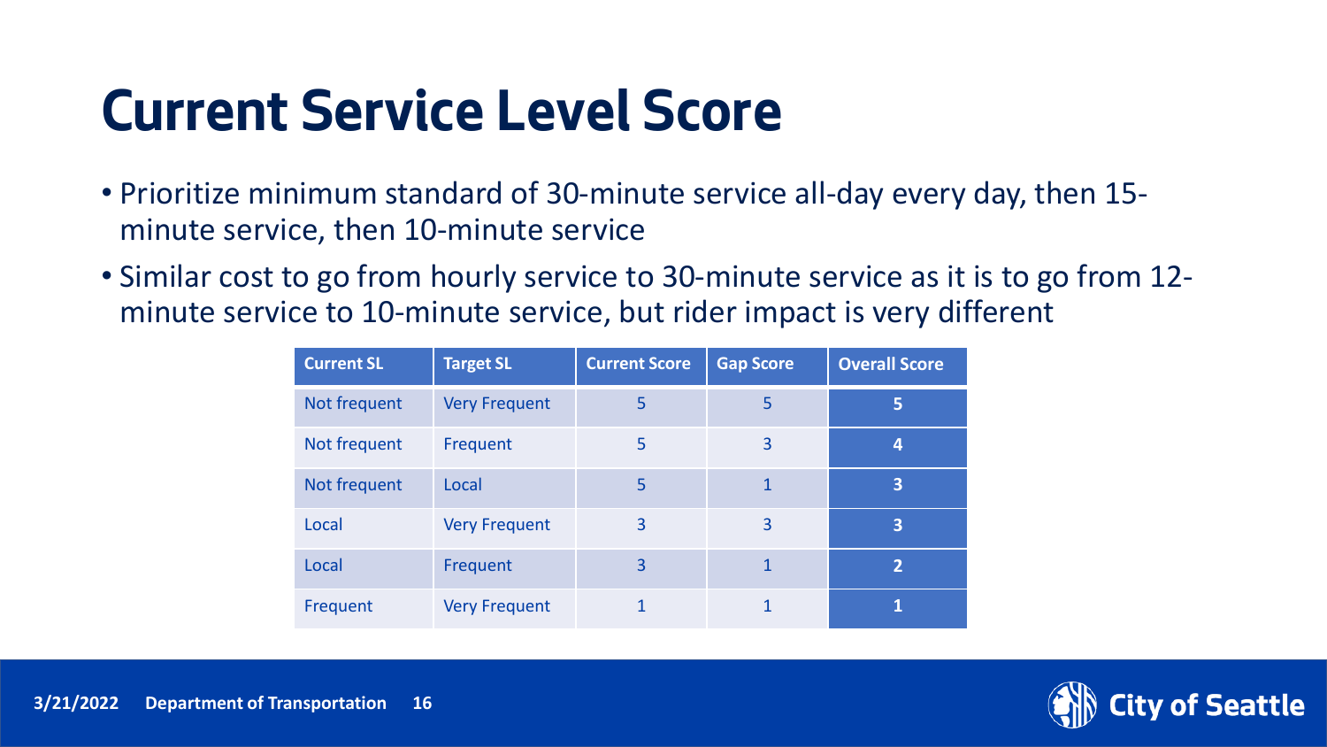# Current Service Level Score

- Prioritize minimum standard of 30-minute service all-day every day, then 15-minute service, then 10-minute service
- Similar cost to go from hourly service to 30-minute service as it is to go from 12-minute service to 10-minute service, but rider impact is very different

| Current SL | Target SL | Current Score | Gap Score | Overall Score |
| --- | --- | --- | --- | --- |
| Not frequent | Very Frequent | 5 | 5 | **5** |
| Not frequent | Frequent | 5 | 3 | **4** |
| Not frequent | Local | 5 | 1 | **3** |
| Local | Very Frequent | 3 | 3 | **3** |
| Local | Frequent | 3 | 1 | **2** |
| Frequent | Very Frequent | 1 | 1 | **1** |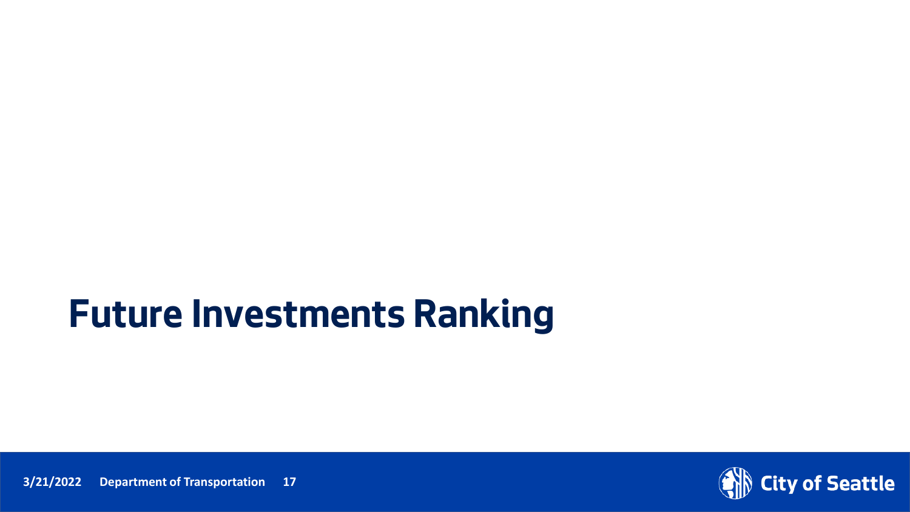# Future Investments Ranking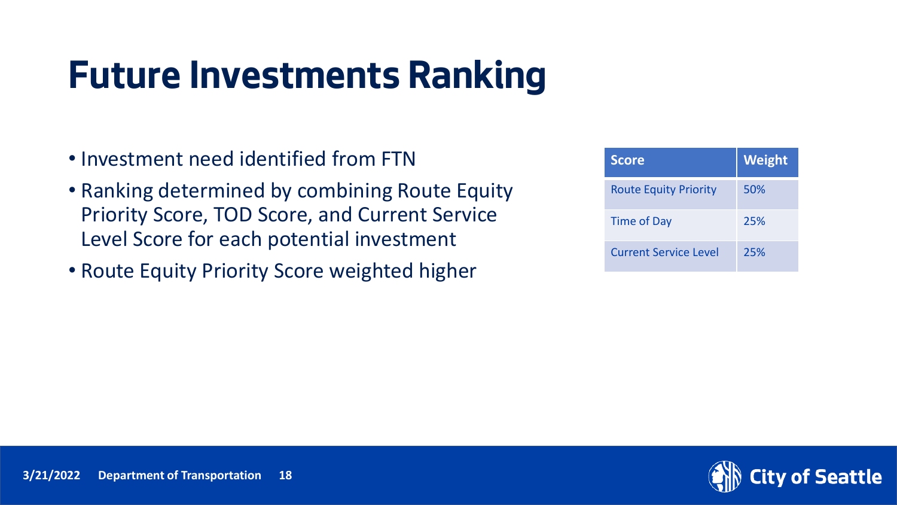# Future Investments Ranking

- Investment need identified from FTN
- Ranking determined by combining Route Equity Priority Score, TOD Score, and Current Service Level Score for each potential investment
- Route Equity Priority Score weighted higher

| Score | Weight |
|---|---|
| Route Equity Priority | 50% |
| Time of Day | 25% |
| Current Service Level | 25% |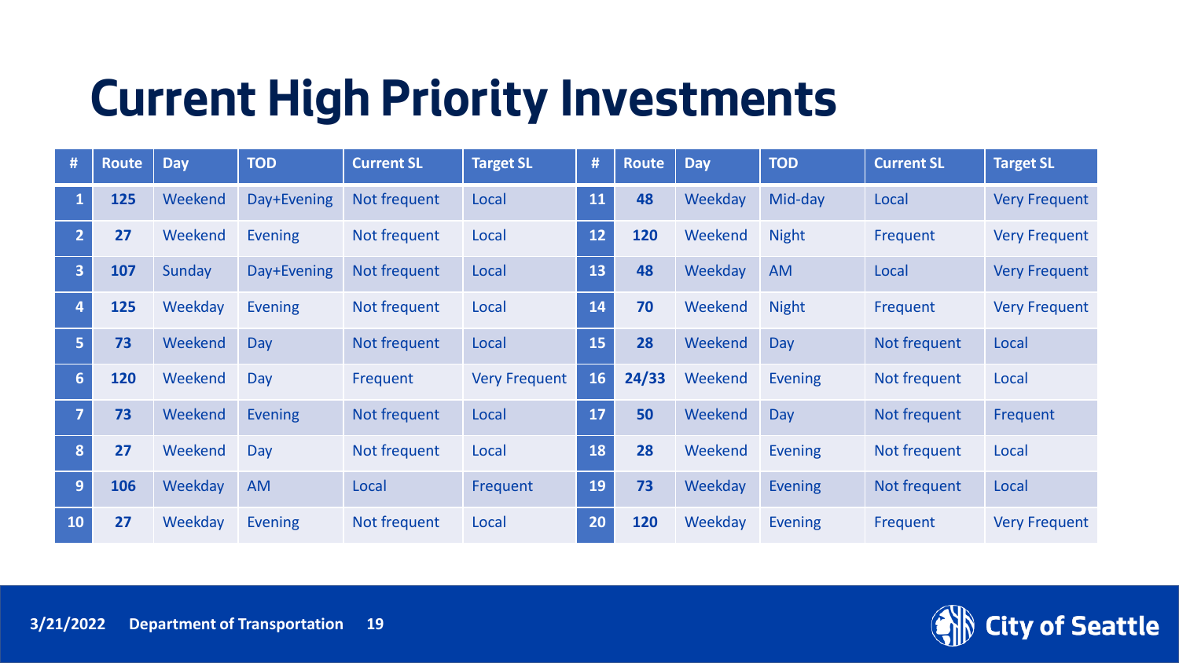# Current High Priority Investments

| # | Route | Day | TOD | Current SL | Target SL | # | Route | Day | TOD | Current SL | Target SL |
|---|---|---|---|---|---|---|---|---|---|---|---|
| 1 | 125 | Weekend | Day+Evening | Not frequent | Local | 11 | 48 | Weekday | Mid-day | Local | Very Frequent |
| 2 | 27 | Weekend | Evening | Not frequent | Local | 12 | 120 | Weekend | Night | Frequent | Very Frequent |
| 3 | 107 | Sunday | Day+Evening | Not frequent | Local | 13 | 48 | Weekday | AM | Local | Very Frequent |
| 4 | 125 | Weekday | Evening | Not frequent | Local | 14 | 70 | Weekend | Night | Frequent | Very Frequent |
| 5 | 73 | Weekend | Day | Not frequent | Local | 15 | 28 | Weekend | Day | Not frequent | Local |
| 6 | 120 | Weekend | Day | Frequent | Very Frequent | 16 | 24/33 | Weekend | Evening | Not frequent | Local |
| 7 | 73 | Weekend | Evening | Not frequent | Local | 17 | 50 | Weekend | Day | Not frequent | Frequent |
| 8 | 27 | Weekend | Day | Not frequent | Local | 18 | 28 | Weekend | Evening | Not frequent | Local |
| 9 | 106 | Weekday | AM | Local | Frequent | 19 | 73 | Weekday | Evening | Not frequent | Local |
| 10 | 27 | Weekday | Evening | Not frequent | Local | 20 | 120 | Weekday | Evening | Frequent | Very Frequent |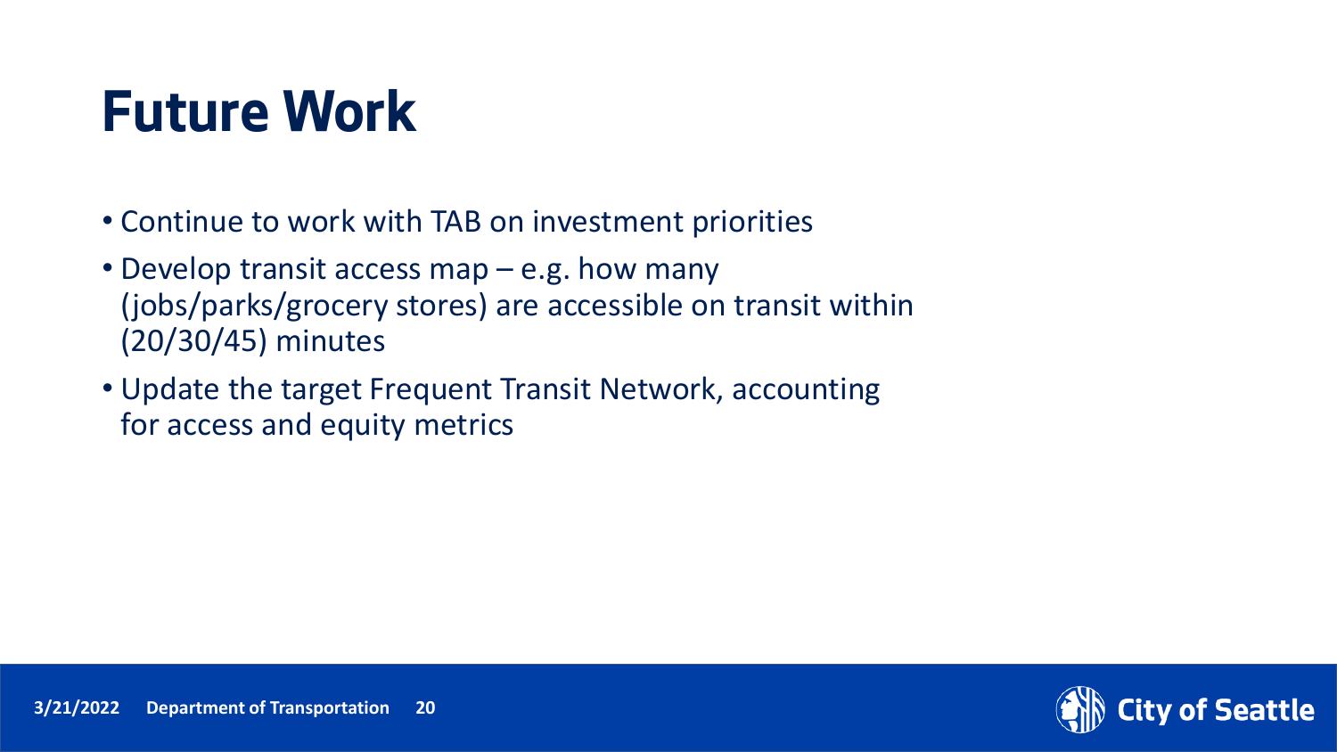# Future Work

- Continue to work with TAB on investment priorities
- Develop transit access map – e.g. how many (jobs/parks/grocery stores) are accessible on transit within (20/30/45) minutes
- Update the target Frequent Transit Network, accounting for access and equity metrics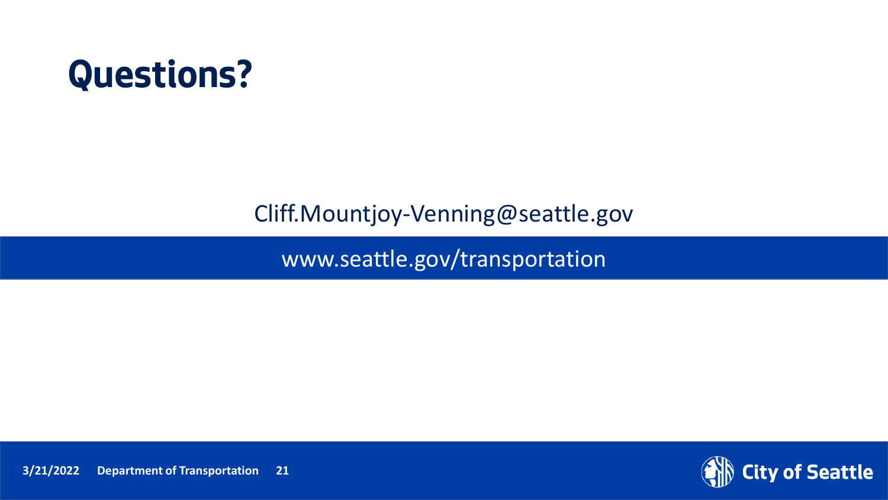# Questions?

Cliff.Mountjoy-Venning@seattle.gov

www.seattle.gov/transportation